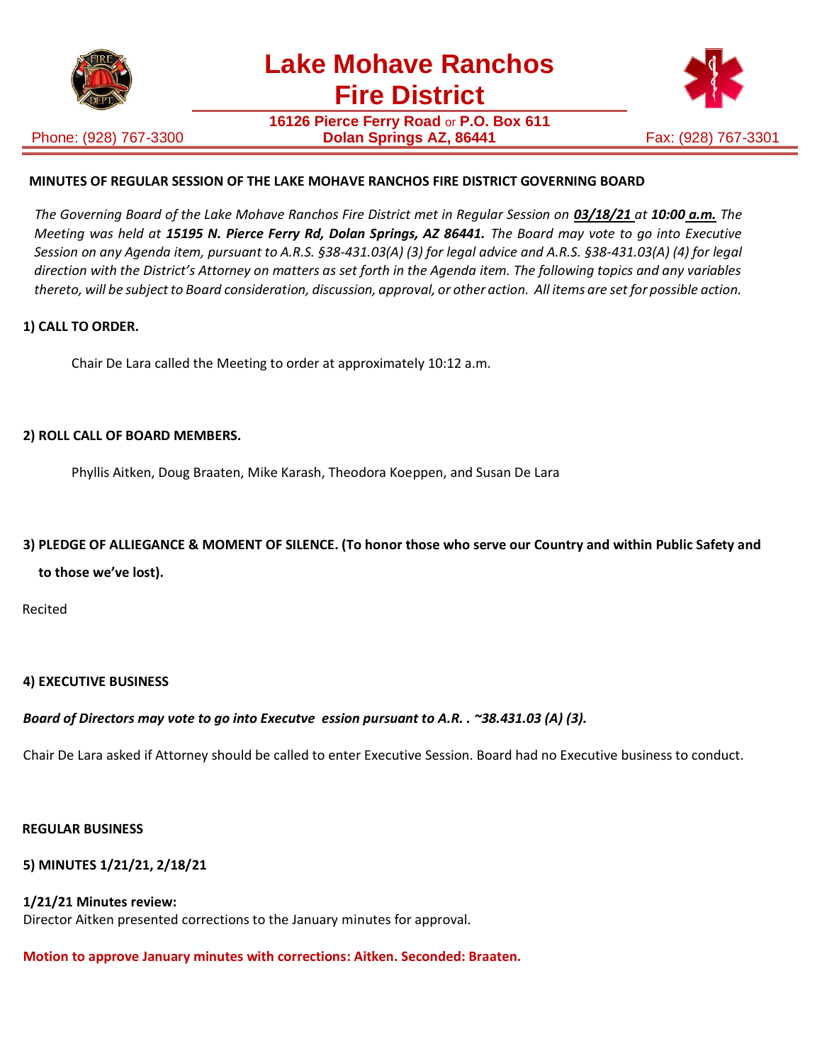# Lake Mohave Ranchos Fire District

**16126 Pierce Ferry Road** or **P.O. Box 611**
**Dolan Springs AZ, 86441**

Phone: (928) 767-3300 Fax: (928) 767-3301

**MINUTES OF REGULAR SESSION OF THE LAKE MOHAVE RANCHOS FIRE DISTRICT GOVERNING BOARD**

*The Governing Board of the Lake Mohave Ranchos Fire District met in Regular Session on* ***03/18/21*** *at* ***10:00 a.m.*** *The Meeting was held at* ***15195 N. Pierce Ferry Rd, Dolan Springs, AZ 86441.*** *The Board may vote to go into Executive Session on any Agenda item, pursuant to A.R.S. §38-431.03(A) (3) for legal advice and A.R.S. §38-431.03(A) (4) for legal direction with the District's Attorney on matters as set forth in the Agenda item. The following topics and any variables thereto, will be subject to Board consideration, discussion, approval, or other action. All items are set for possible action.*

**1) CALL TO ORDER.**

Chair De Lara called the Meeting to order at approximately 10:12 a.m.

**2) ROLL CALL OF BOARD MEMBERS.**

Phyllis Aitken, Doug Braaten, Mike Karash, Theodora Koeppen, and Susan De Lara

**3) PLEDGE OF ALLIEGANCE & MOMENT OF SILENCE. (To honor those who serve our Country and within Public Safety and to those we've lost).**

Recited

**4) EXECUTIVE BUSINESS**

***Board of Directors may vote to go into Executve ession pursuant to A.R. . ~38.431.03 (A) (3).***

Chair De Lara asked if Attorney should be called to enter Executive Session. Board had no Executive business to conduct.

**REGULAR BUSINESS**

**5) MINUTES 1/21/21, 2/18/21**

**1/21/21 Minutes review:**
Director Aitken presented corrections to the January minutes for approval.

**Motion to approve January minutes with corrections: Aitken. Seconded: Braaten.**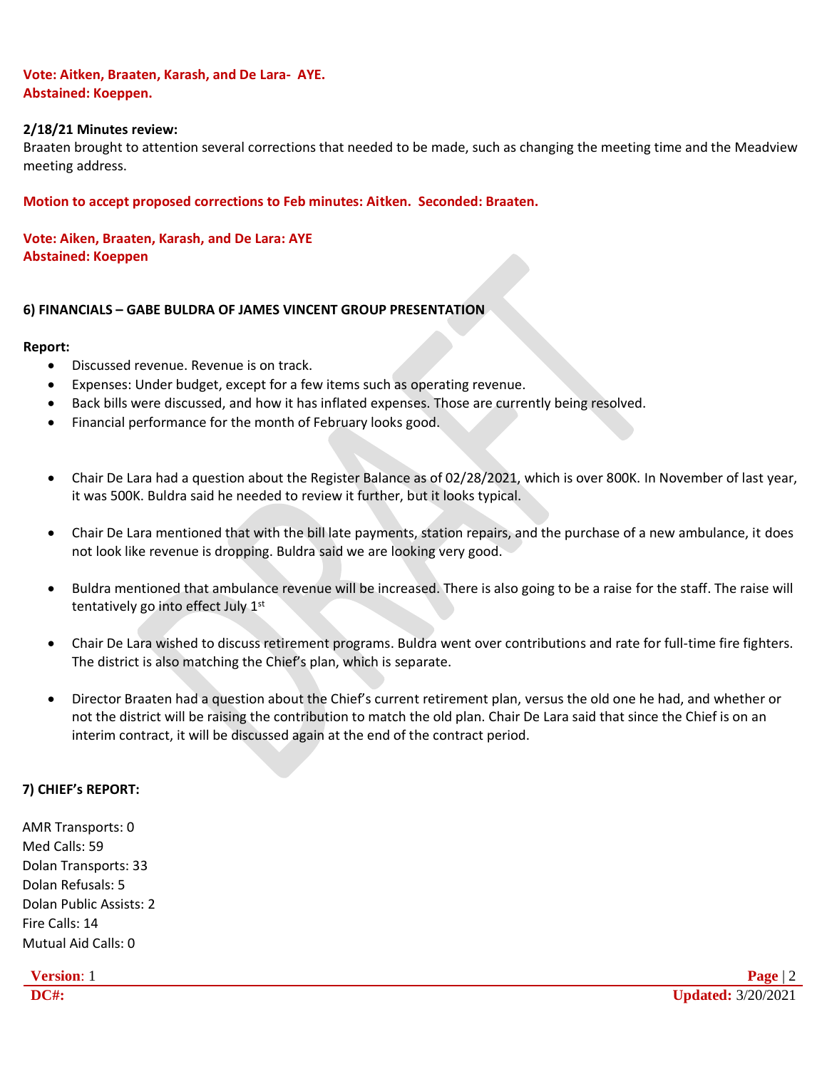**Vote: Aitken, Braaten, Karash, and De Lara- AYE.**
**Abstained: Koeppen.**

**2/18/21 Minutes review:**
Braaten brought to attention several corrections that needed to be made, such as changing the meeting time and the Meadview meeting address.

**Motion to accept proposed corrections to Feb minutes: Aitken. Seconded: Braaten.**

**Vote: Aiken, Braaten, Karash, and De Lara: AYE**
**Abstained: Koeppen**

**6) FINANCIALS – GABE BULDRA OF JAMES VINCENT GROUP PRESENTATION**

**Report:**

- Discussed revenue. Revenue is on track.
- Expenses: Under budget, except for a few items such as operating revenue.
- Back bills were discussed, and how it has inflated expenses. Those are currently being resolved.
- Financial performance for the month of February looks good.

- Chair De Lara had a question about the Register Balance as of 02/28/2021, which is over 800K. In November of last year, it was 500K. Buldra said he needed to review it further, but it looks typical.

- Chair De Lara mentioned that with the bill late payments, station repairs, and the purchase of a new ambulance, it does not look like revenue is dropping. Buldra said we are looking very good.

- Buldra mentioned that ambulance revenue will be increased. There is also going to be a raise for the staff. The raise will tentatively go into effect July 1st

- Chair De Lara wished to discuss retirement programs. Buldra went over contributions and rate for full-time fire fighters. The district is also matching the Chief's plan, which is separate.

- Director Braaten had a question about the Chief's current retirement plan, versus the old one he had, and whether or not the district will be raising the contribution to match the old plan. Chair De Lara said that since the Chief is on an interim contract, it will be discussed again at the end of the contract period.

**7) CHIEF's REPORT:**

AMR Transports: 0
Med Calls: 59
Dolan Transports: 33
Dolan Refusals: 5
Dolan Public Assists: 2
Fire Calls: 14
Mutual Aid Calls: 0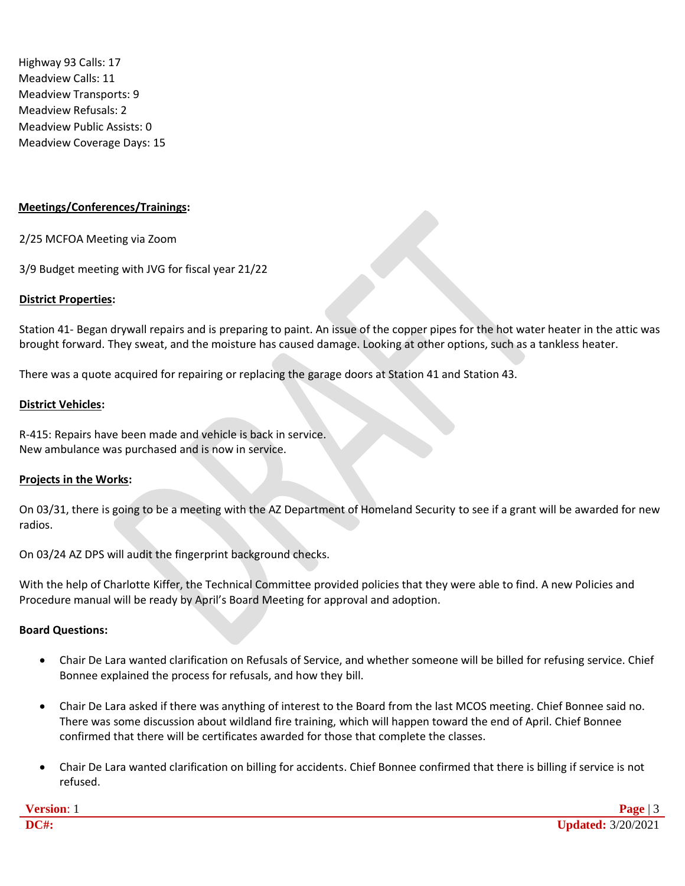Highway 93 Calls: 17
Meadview Calls: 11
Meadview Transports: 9
Meadview Refusals: 2
Meadview Public Assists: 0
Meadview Coverage Days: 15

**Meetings/Conferences/Trainings:**

2/25 MCFOA Meeting via Zoom

3/9 Budget meeting with JVG for fiscal year 21/22

**District Properties:**

Station 41- Began drywall repairs and is preparing to paint. An issue of the copper pipes for the hot water heater in the attic was brought forward. They sweat, and the moisture has caused damage. Looking at other options, such as a tankless heater.

There was a quote acquired for repairing or replacing the garage doors at Station 41 and Station 43.

**District Vehicles:**

R-415: Repairs have been made and vehicle is back in service.
New ambulance was purchased and is now in service.

**Projects in the Works:**

On 03/31, there is going to be a meeting with the AZ Department of Homeland Security to see if a grant will be awarded for new radios.

On 03/24 AZ DPS will audit the fingerprint background checks.

With the help of Charlotte Kiffer, the Technical Committee provided policies that they were able to find. A new Policies and Procedure manual will be ready by April's Board Meeting for approval and adoption.

**Board Questions:**

- Chair De Lara wanted clarification on Refusals of Service, and whether someone will be billed for refusing service. Chief Bonnee explained the process for refusals, and how they bill.
- Chair De Lara asked if there was anything of interest to the Board from the last MCOS meeting. Chief Bonnee said no. There was some discussion about wildland fire training, which will happen toward the end of April. Chief Bonnee confirmed that there will be certificates awarded for those that complete the classes.
- Chair De Lara wanted clarification on billing for accidents. Chief Bonnee confirmed that there is billing if service is not refused.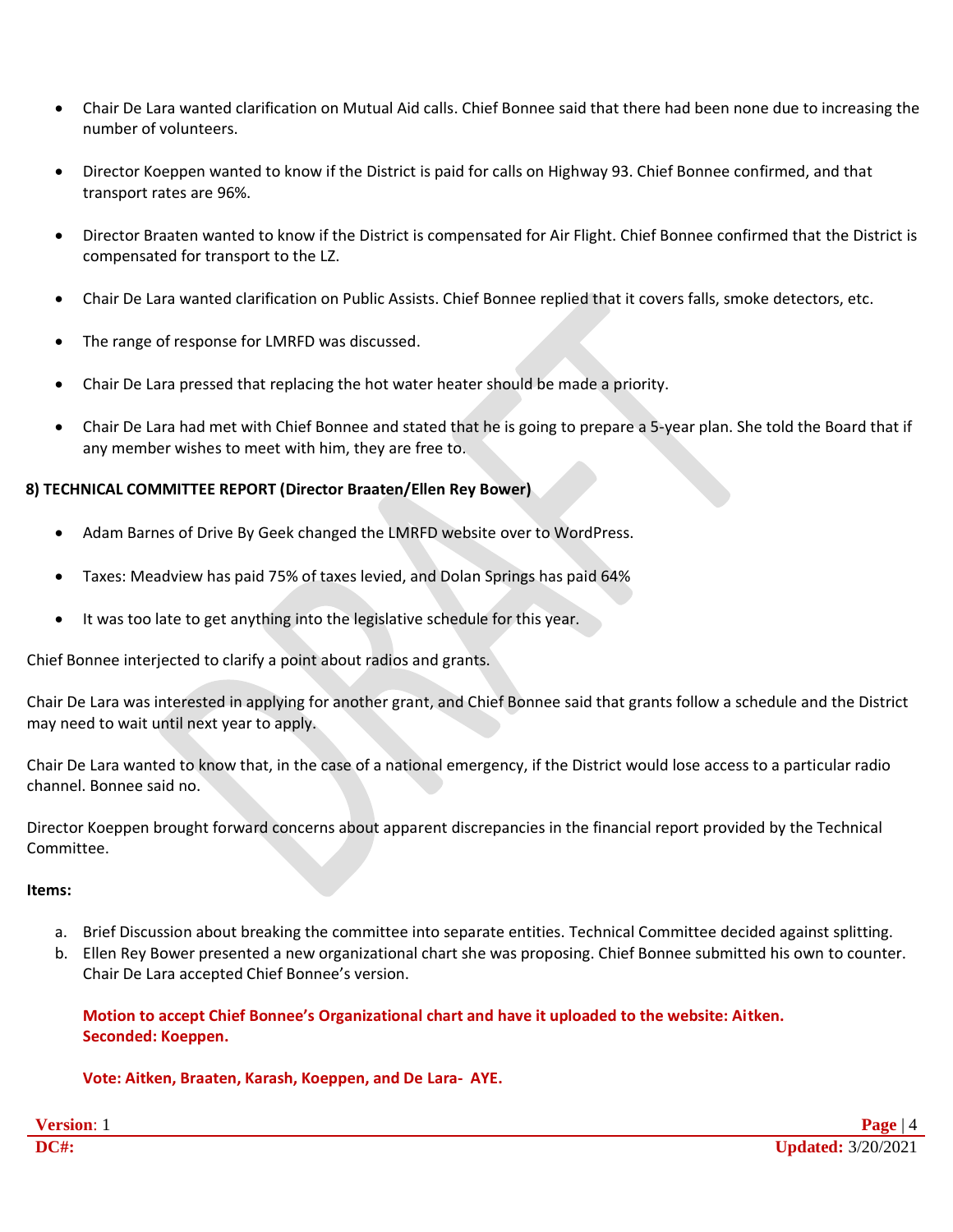- Chair De Lara wanted clarification on Mutual Aid calls. Chief Bonnee said that there had been none due to increasing the number of volunteers.

- Director Koeppen wanted to know if the District is paid for calls on Highway 93. Chief Bonnee confirmed, and that transport rates are 96%.

- Director Braaten wanted to know if the District is compensated for Air Flight. Chief Bonnee confirmed that the District is compensated for transport to the LZ.

- Chair De Lara wanted clarification on Public Assists. Chief Bonnee replied that it covers falls, smoke detectors, etc.

- The range of response for LMRFD was discussed.

- Chair De Lara pressed that replacing the hot water heater should be made a priority.

- Chair De Lara had met with Chief Bonnee and stated that he is going to prepare a 5-year plan. She told the Board that if any member wishes to meet with him, they are free to.

**8) TECHNICAL COMMITTEE REPORT (Director Braaten/Ellen Rey Bower)**

- Adam Barnes of Drive By Geek changed the LMRFD website over to WordPress.

- Taxes: Meadview has paid 75% of taxes levied, and Dolan Springs has paid 64%

- It was too late to get anything into the legislative schedule for this year.

Chief Bonnee interjected to clarify a point about radios and grants.

Chair De Lara was interested in applying for another grant, and Chief Bonnee said that grants follow a schedule and the District may need to wait until next year to apply.

Chair De Lara wanted to know that, in the case of a national emergency, if the District would lose access to a particular radio channel. Bonnee said no.

Director Koeppen brought forward concerns about apparent discrepancies in the financial report provided by the Technical Committee.

**Items:**

a. Brief Discussion about breaking the committee into separate entities. Technical Committee decided against splitting.
b. Ellen Rey Bower presented a new organizational chart she was proposing. Chief Bonnee submitted his own to counter. Chair De Lara accepted Chief Bonnee's version.

**Motion to accept Chief Bonnee's Organizational chart and have it uploaded to the website: Aitken.**
**Seconded: Koeppen.**

**Vote: Aitken, Braaten, Karash, Koeppen, and De Lara- AYE.**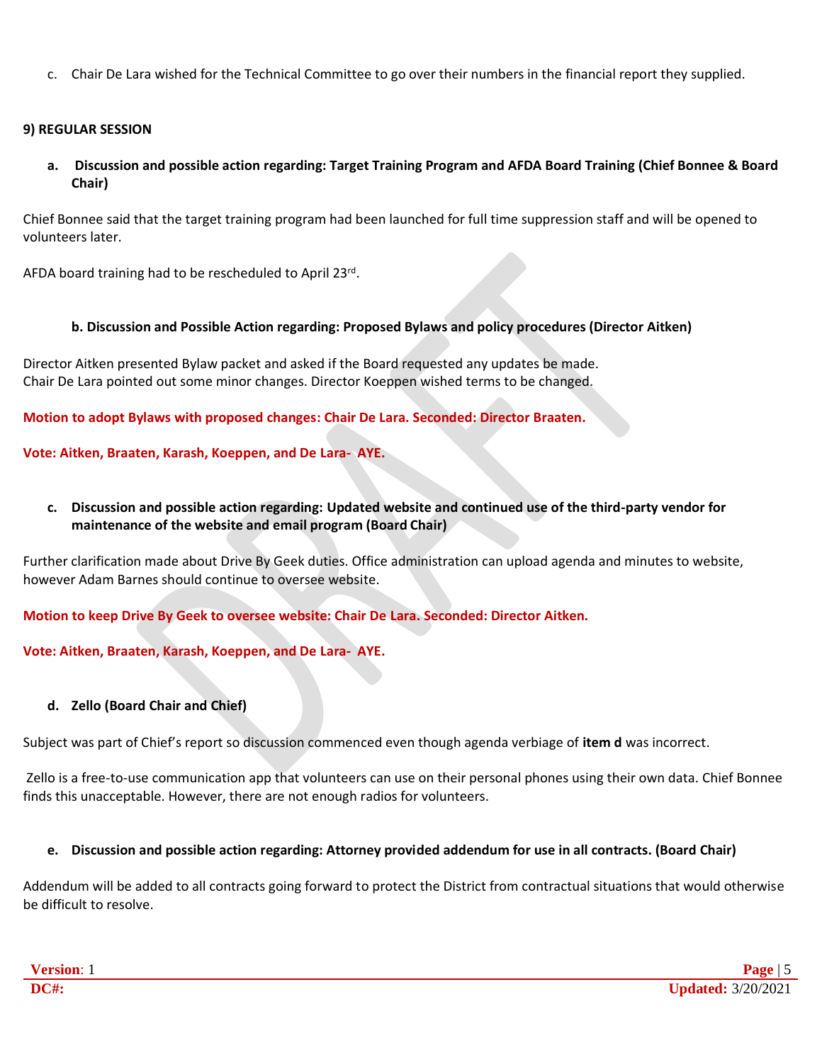c. Chair De Lara wished for the Technical Committee to go over their numbers in the financial report they supplied.

**9) REGULAR SESSION**

**a. Discussion and possible action regarding: Target Training Program and AFDA Board Training (Chief Bonnee & Board Chair)**

Chief Bonnee said that the target training program had been launched for full time suppression staff and will be opened to volunteers later.

AFDA board training had to be rescheduled to April 23rd.

**b. Discussion and Possible Action regarding: Proposed Bylaws and policy procedures (Director Aitken)**

Director Aitken presented Bylaw packet and asked if the Board requested any updates be made.
Chair De Lara pointed out some minor changes. Director Koeppen wished terms to be changed.

**Motion to adopt Bylaws with proposed changes: Chair De Lara. Seconded: Director Braaten.**

**Vote: Aitken, Braaten, Karash, Koeppen, and De Lara- AYE.**

**c. Discussion and possible action regarding: Updated website and continued use of the third-party vendor for maintenance of the website and email program (Board Chair)**

Further clarification made about Drive By Geek duties. Office administration can upload agenda and minutes to website, however Adam Barnes should continue to oversee website.

**Motion to keep Drive By Geek to oversee website: Chair De Lara. Seconded: Director Aitken.**

**Vote: Aitken, Braaten, Karash, Koeppen, and De Lara- AYE.**

**d. Zello (Board Chair and Chief)**

Subject was part of Chief's report so discussion commenced even though agenda verbiage of **item d** was incorrect.

Zello is a free-to-use communication app that volunteers can use on their personal phones using their own data. Chief Bonnee finds this unacceptable. However, there are not enough radios for volunteers.

**e. Discussion and possible action regarding: Attorney provided addendum for use in all contracts. (Board Chair)**

Addendum will be added to all contracts going forward to protect the District from contractual situations that would otherwise be difficult to resolve.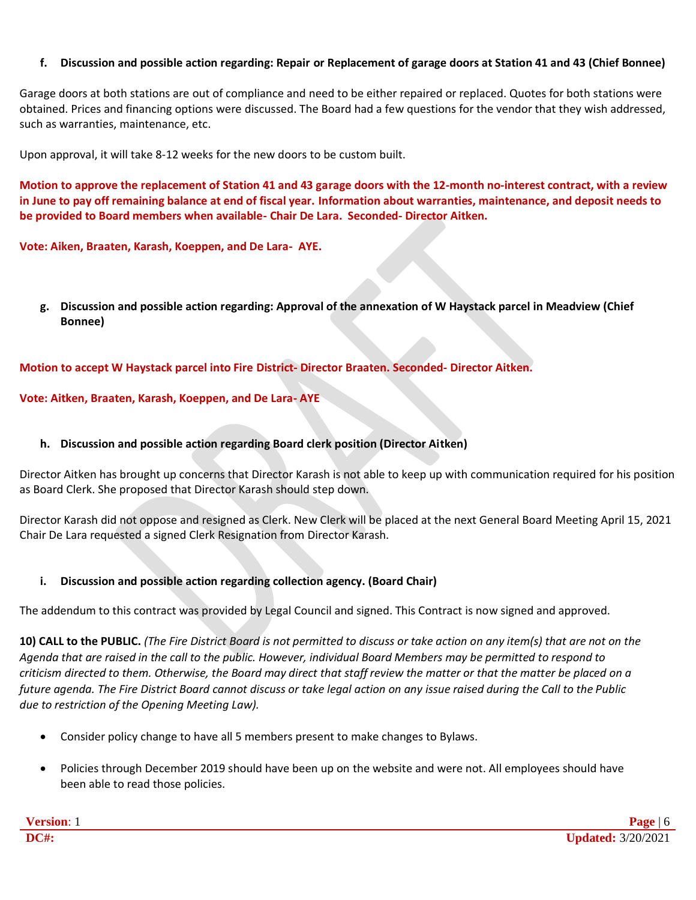**f. Discussion and possible action regarding: Repair or Replacement of garage doors at Station 41 and 43 (Chief Bonnee)**

Garage doors at both stations are out of compliance and need to be either repaired or replaced. Quotes for both stations were obtained. Prices and financing options were discussed. The Board had a few questions for the vendor that they wish addressed, such as warranties, maintenance, etc.

Upon approval, it will take 8-12 weeks for the new doors to be custom built.

**Motion to approve the replacement of Station 41 and 43 garage doors with the 12-month no-interest contract, with a review in June to pay off remaining balance at end of fiscal year. Information about warranties, maintenance, and deposit needs to be provided to Board members when available- Chair De Lara. Seconded- Director Aitken.**

**Vote: Aiken, Braaten, Karash, Koeppen, and De Lara- AYE.**

**g. Discussion and possible action regarding: Approval of the annexation of W Haystack parcel in Meadview (Chief Bonnee)**

**Motion to accept W Haystack parcel into Fire District- Director Braaten. Seconded- Director Aitken.**

**Vote: Aitken, Braaten, Karash, Koeppen, and De Lara- AYE**

**h. Discussion and possible action regarding Board clerk position (Director Aitken)**

Director Aitken has brought up concerns that Director Karash is not able to keep up with communication required for his position as Board Clerk. She proposed that Director Karash should step down.

Director Karash did not oppose and resigned as Clerk. New Clerk will be placed at the next General Board Meeting April 15, 2021 Chair De Lara requested a signed Clerk Resignation from Director Karash.

**i. Discussion and possible action regarding collection agency. (Board Chair)**

The addendum to this contract was provided by Legal Council and signed. This Contract is now signed and approved.

**10) CALL to the PUBLIC.** *(The Fire District Board is not permitted to discuss or take action on any item(s) that are not on the Agenda that are raised in the call to the public. However, individual Board Members may be permitted to respond to criticism directed to them. Otherwise, the Board may direct that staff review the matter or that the matter be placed on a future agenda. The Fire District Board cannot discuss or take legal action on any issue raised during the Call to the Public due to restriction of the Opening Meeting Law).*

- Consider policy change to have all 5 members present to make changes to Bylaws.
- Policies through December 2019 should have been up on the website and were not. All employees should have been able to read those policies.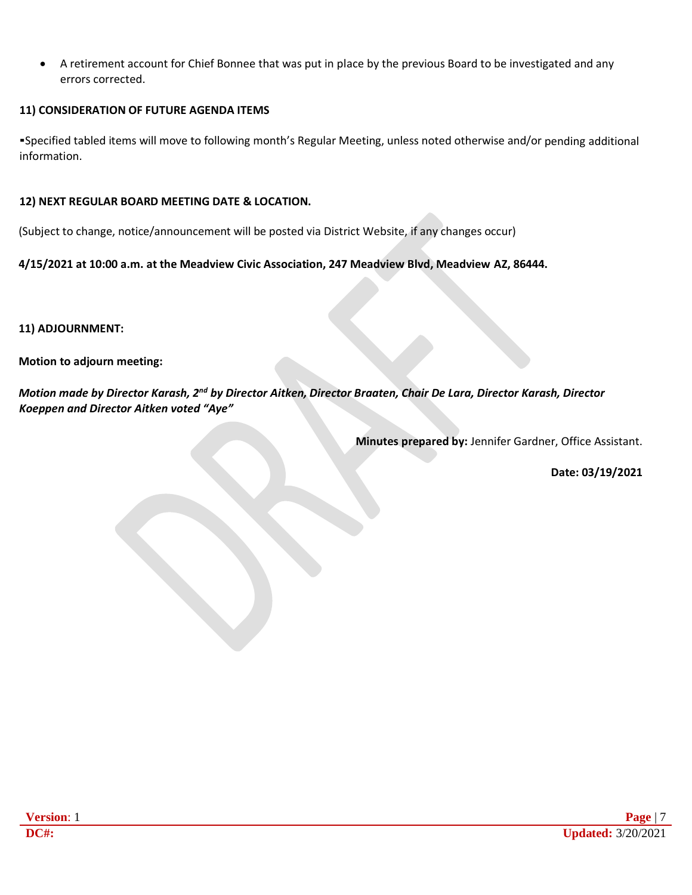- A retirement account for Chief Bonnee that was put in place by the previous Board to be investigated and any errors corrected.

**11) CONSIDERATION OF FUTURE AGENDA ITEMS**

▪Specified tabled items will move to following month's Regular Meeting, unless noted otherwise and/or pending additional information.

**12) NEXT REGULAR BOARD MEETING DATE & LOCATION.**

(Subject to change, notice/announcement will be posted via District Website, if any changes occur)

**4/15/2021 at 10:00 a.m. at the Meadview Civic Association, 247 Meadview Blvd, Meadview AZ, 86444.**

**11) ADJOURNMENT:**

**Motion to adjourn meeting:**

***Motion made by Director Karash, 2nd by Director Aitken, Director Braaten, Chair De Lara, Director Karash, Director Koeppen and Director Aitken voted "Aye"***

**Minutes prepared by:** Jennifer Gardner, Office Assistant.

**Date: 03/19/2021**

**Version**: 1

**DC#:**

**Updated:** 3/20/2021